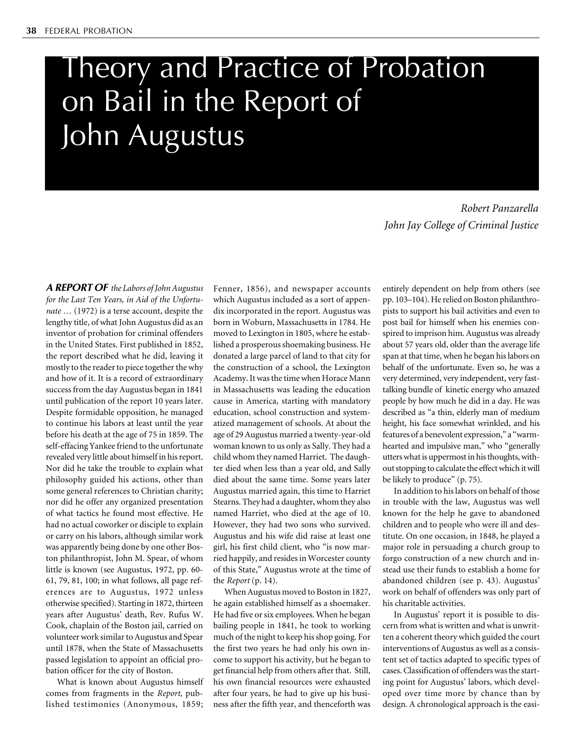# Theory and Practice of Probation on Bail in the Report of John Augustus

*Robert Panzarella*
*John Jay College of Criminal Justice*

***A REPORT OF** the Labors of John Augustus for the Last Ten Years, in Aid of the Unfortunate …* (1972) is a terse account, despite the lengthy title, of what John Augustus did as an inventor of probation for criminal offenders in the United States. First published in 1852, the report described what he did, leaving it mostly to the reader to piece together the why and how of it. It is a record of extraordinary success from the day Augustus began in 1841 until publication of the report 10 years later. Despite formidable opposition, he managed to continue his labors at least until the year before his death at the age of 75 in 1859. The self-effacing Yankee friend to the unfortunate revealed very little about himself in his report. Nor did he take the trouble to explain what philosophy guided his actions, other than some general references to Christian charity; nor did he offer any organized presentation of what tactics he found most effective. He had no actual coworker or disciple to explain or carry on his labors, although similar work was apparently being done by one other Boston philanthropist, John M. Spear, of whom little is known (see Augustus, 1972, pp. 60-61, 79, 81, 100; in what follows, all page references are to Augustus, 1972 unless otherwise specified). Starting in 1872, thirteen years after Augustus' death, Rev. Rufus W. Cook, chaplain of the Boston jail, carried on volunteer work similar to Augustus and Spear until 1878, when the State of Massachusetts passed legislation to appoint an official probation officer for the city of Boston.

What is known about Augustus himself comes from fragments in the *Report*, published testimonies (Anonymous, 1859; Fenner, 1856), and newspaper accounts which Augustus included as a sort of appendix incorporated in the report. Augustus was born in Woburn, Massachusetts in 1784. He moved to Lexington in 1805, where he established a prosperous shoemaking business. He donated a large parcel of land to that city for the construction of a school, the Lexington Academy. It was the time when Horace Mann in Massachusetts was leading the education cause in America, starting with mandatory education, school construction and systematized management of schools. At about the age of 29 Augustus married a twenty-year-old woman known to us only as Sally. They had a child whom they named Harriet. The daughter died when less than a year old, and Sally died about the same time. Some years later Augustus married again, this time to Harriet Stearns. They had a daughter, whom they also named Harriet, who died at the age of 10. However, they had two sons who survived. Augustus and his wife did raise at least one girl, his first child client, who "is now married happily, and resides in Worcester county of this State," Augustus wrote at the time of the *Report* (p. 14).

When Augustus moved to Boston in 1827, he again established himself as a shoemaker. He had five or six employees. When he began bailing people in 1841, he took to working much of the night to keep his shop going. For the first two years he had only his own income to support his activity, but he began to get financial help from others after that. Still, his own financial resources were exhausted after four years, he had to give up his business after the fifth year, and thenceforth was entirely dependent on help from others (see pp. 103–104). He relied on Boston philanthropists to support his bail activities and even to post bail for himself when his enemies conspired to imprison him. Augustus was already about 57 years old, older than the average life span at that time, when he began his labors on behalf of the unfortunate. Even so, he was a very determined, very independent, very fast-talking bundle of kinetic energy who amazed people by how much he did in a day. He was described as "a thin, elderly man of medium height, his face somewhat wrinkled, and his features of a benevolent expression," a "warm-hearted and impulsive man," who "generally utters what is uppermost in his thoughts, without stopping to calculate the effect which it will be likely to produce" (p. 75).

In addition to his labors on behalf of those in trouble with the law, Augustus was well known for the help he gave to abandoned children and to people who were ill and destitute. On one occasion, in 1848, he played a major role in persuading a church group to forgo construction of a new church and instead use their funds to establish a home for abandoned children (see p. 43). Augustus' work on behalf of offenders was only part of his charitable activities.

In Augustus' report it is possible to discern from what is written and what is unwritten a coherent theory which guided the court interventions of Augustus as well as a consistent set of tactics adapted to specific types of cases. Classification of offenders was the starting point for Augustus' labors, which developed over time more by chance than by design. A chronological approach is the easi-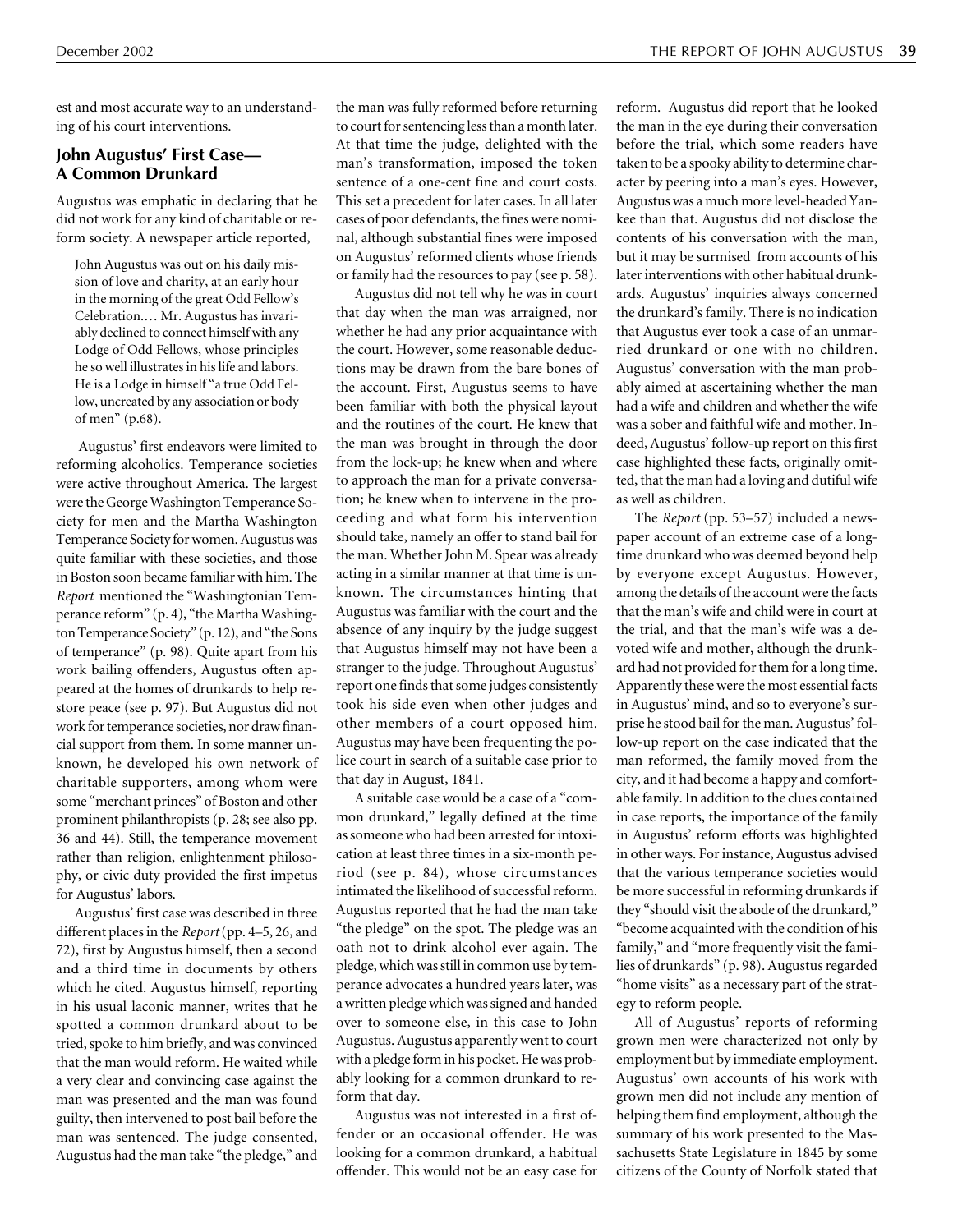est and most accurate way to an understanding of his court interventions.

### John Augustus' First Case—A Common Drunkard

Augustus was emphatic in declaring that he did not work for any kind of charitable or reform society. A newspaper article reported,

> John Augustus was out on his daily mission of love and charity, at an early hour in the morning of the great Odd Fellow's Celebration.… Mr. Augustus has invariably declined to connect himself with any Lodge of Odd Fellows, whose principles he so well illustrates in his life and labors. He is a Lodge in himself "a true Odd Fellow, uncreated by any association or body of men" (p.68).

Augustus' first endeavors were limited to reforming alcoholics. Temperance societies were active throughout America. The largest were the George Washington Temperance Society for men and the Martha Washington Temperance Society for women. Augustus was quite familiar with these societies, and those in Boston soon became familiar with him. The *Report* mentioned the "Washingtonian Temperance reform" (p. 4), "the Martha Washington Temperance Society" (p. 12), and "the Sons of temperance" (p. 98). Quite apart from his work bailing offenders, Augustus often appeared at the homes of drunkards to help restore peace (see p. 97). But Augustus did not work for temperance societies, nor draw financial support from them. In some manner unknown, he developed his own network of charitable supporters, among whom were some "merchant princes" of Boston and other prominent philanthropists (p. 28; see also pp. 36 and 44). Still, the temperance movement rather than religion, enlightenment philosophy, or civic duty provided the first impetus for Augustus' labors.

Augustus' first case was described in three different places in the *Report* (pp. 4–5, 26, and 72), first by Augustus himself, then a second and a third time in documents by others which he cited. Augustus himself, reporting in his usual laconic manner, writes that he spotted a common drunkard about to be tried, spoke to him briefly, and was convinced that the man would reform. He waited while a very clear and convincing case against the man was presented and the man was found guilty, then intervened to post bail before the man was sentenced. The judge consented, Augustus had the man take "the pledge," and the man was fully reformed before returning to court for sentencing less than a month later. At that time the judge, delighted with the man's transformation, imposed the token sentence of a one-cent fine and court costs. This set a precedent for later cases. In all later cases of poor defendants, the fines were nominal, although substantial fines were imposed on Augustus' reformed clients whose friends or family had the resources to pay (see p. 58).

Augustus did not tell why he was in court that day when the man was arraigned, nor whether he had any prior acquaintance with the court. However, some reasonable deductions may be drawn from the bare bones of the account. First, Augustus seems to have been familiar with both the physical layout and the routines of the court. He knew that the man was brought in through the door from the lock-up; he knew when and where to approach the man for a private conversation; he knew when to intervene in the proceeding and what form his intervention should take, namely an offer to stand bail for the man. Whether John M. Spear was already acting in a similar manner at that time is unknown. The circumstances hinting that Augustus was familiar with the court and the absence of any inquiry by the judge suggest that Augustus himself may not have been a stranger to the judge. Throughout Augustus' report one finds that some judges consistently took his side even when other judges and other members of a court opposed him. Augustus may have been frequenting the police court in search of a suitable case prior to that day in August, 1841.

A suitable case would be a case of a "common drunkard," legally defined at the time as someone who had been arrested for intoxication at least three times in a six-month period (see p. 84), whose circumstances intimated the likelihood of successful reform. Augustus reported that he had the man take "the pledge" on the spot. The pledge was an oath not to drink alcohol ever again. The pledge, which was still in common use by temperance advocates a hundred years later, was a written pledge which was signed and handed over to someone else, in this case to John Augustus. Augustus apparently went to court with a pledge form in his pocket. He was probably looking for a common drunkard to reform that day.

Augustus was not interested in a first offender or an occasional offender. He was looking for a common drunkard, a habitual offender. This would not be an easy case for reform. Augustus did report that he looked the man in the eye during their conversation before the trial, which some readers have taken to be a spooky ability to determine character by peering into a man's eyes. However, Augustus was a much more level-headed Yankee than that. Augustus did not disclose the contents of his conversation with the man, but it may be surmised from accounts of his later interventions with other habitual drunkards. Augustus' inquiries always concerned the drunkard's family. There is no indication that Augustus ever took a case of an unmarried drunkard or one with no children. Augustus' conversation with the man probably aimed at ascertaining whether the man had a wife and children and whether the wife was a sober and faithful wife and mother. Indeed, Augustus' follow-up report on this first case highlighted these facts, originally omitted, that the man had a loving and dutiful wife as well as children.

The *Report* (pp. 53–57) included a newspaper account of an extreme case of a long-time drunkard who was deemed beyond help by everyone except Augustus. However, among the details of the account were the facts that the man's wife and child were in court at the trial, and that the man's wife was a devoted wife and mother, although the drunkard had not provided for them for a long time. Apparently these were the most essential facts in Augustus' mind, and so to everyone's surprise he stood bail for the man. Augustus' follow-up report on the case indicated that the man reformed, the family moved from the city, and it had become a happy and comfortable family. In addition to the clues contained in case reports, the importance of the family in Augustus' reform efforts was highlighted in other ways. For instance, Augustus advised that the various temperance societies would be more successful in reforming drunkards if they "should visit the abode of the drunkard," "become acquainted with the condition of his family," and "more frequently visit the families of drunkards" (p. 98). Augustus regarded "home visits" as a necessary part of the strategy to reform people.

All of Augustus' reports of reforming grown men were characterized not only by employment but by immediate employment. Augustus' own accounts of his work with grown men did not include any mention of helping them find employment, although the summary of his work presented to the Massachusetts State Legislature in 1845 by some citizens of the County of Norfolk stated that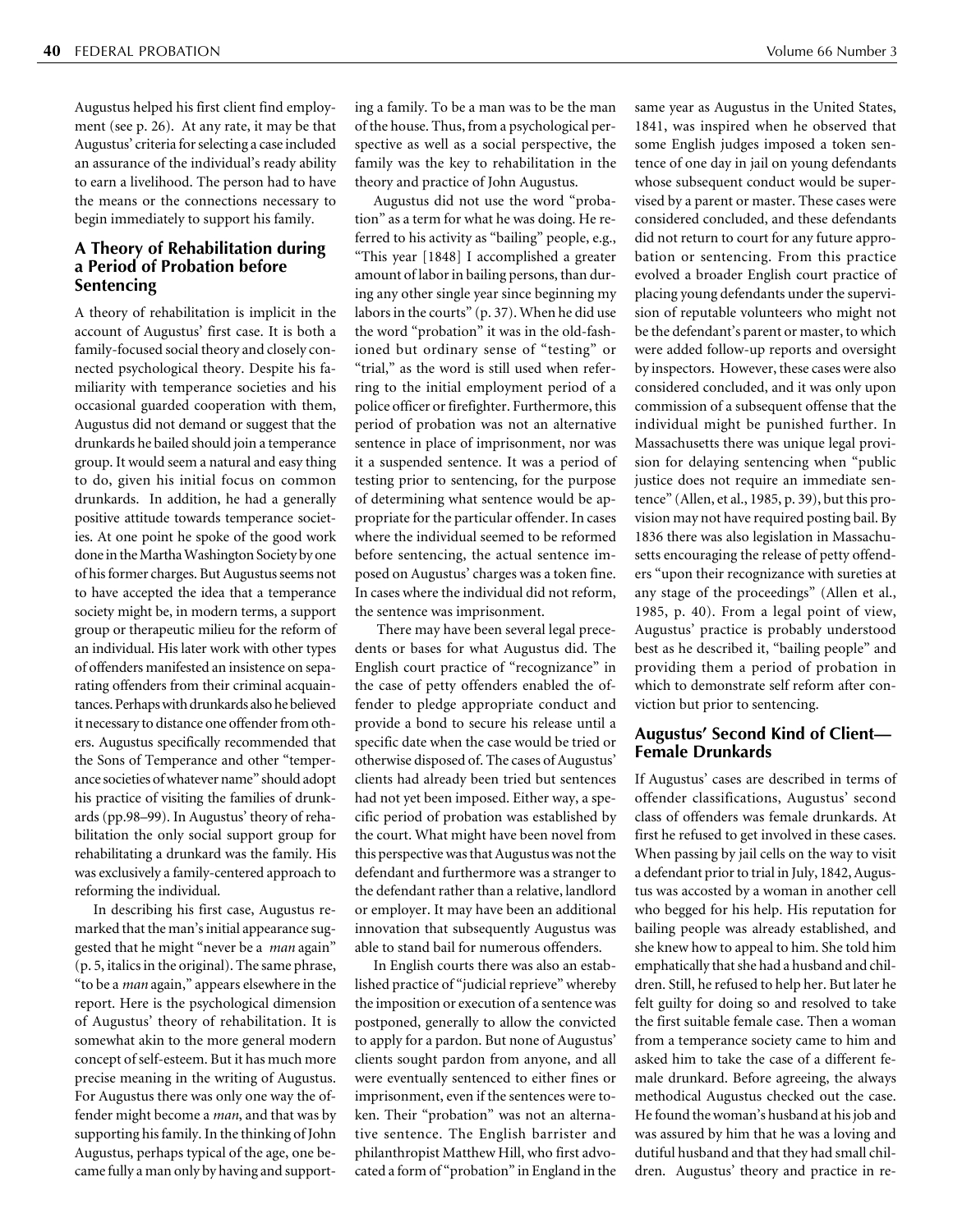Augustus helped his first client find employment (see p. 26). At any rate, it may be that Augustus' criteria for selecting a case included an assurance of the individual's ready ability to earn a livelihood. The person had to have the means or the connections necessary to begin immediately to support his family.

## A Theory of Rehabilitation during a Period of Probation before Sentencing

A theory of rehabilitation is implicit in the account of Augustus' first case. It is both a family-focused social theory and closely connected psychological theory. Despite his familiarity with temperance societies and his occasional guarded cooperation with them, Augustus did not demand or suggest that the drunkards he bailed should join a temperance group. It would seem a natural and easy thing to do, given his initial focus on common drunkards. In addition, he had a generally positive attitude towards temperance societies. At one point he spoke of the good work done in the Martha Washington Society by one of his former charges. But Augustus seems not to have accepted the idea that a temperance society might be, in modern terms, a support group or therapeutic milieu for the reform of an individual. His later work with other types of offenders manifested an insistence on separating offenders from their criminal acquaintances. Perhaps with drunkards also he believed it necessary to distance one offender from others. Augustus specifically recommended that the Sons of Temperance and other "temperance societies of whatever name" should adopt his practice of visiting the families of drunkards (pp.98–99). In Augustus' theory of rehabilitation the only social support group for rehabilitating a drunkard was the family. His was exclusively a family-centered approach to reforming the individual.

In describing his first case, Augustus remarked that the man's initial appearance suggested that he might "never be a *man* again" (p. 5, italics in the original). The same phrase, "to be a *man* again," appears elsewhere in the report. Here is the psychological dimension of Augustus' theory of rehabilitation. It is somewhat akin to the more general modern concept of self-esteem. But it has much more precise meaning in the writing of Augustus. For Augustus there was only one way the offender might become a *man*, and that was by supporting his family. In the thinking of John Augustus, perhaps typical of the age, one became fully a man only by having and supporting a family. To be a man was to be the man of the house. Thus, from a psychological perspective as well as a social perspective, the family was the key to rehabilitation in the theory and practice of John Augustus.

Augustus did not use the word "probation" as a term for what he was doing. He referred to his activity as "bailing" people, e.g., "This year [1848] I accomplished a greater amount of labor in bailing persons, than during any other single year since beginning my labors in the courts" (p. 37). When he did use the word "probation" it was in the old-fashioned but ordinary sense of "testing" or "trial," as the word is still used when referring to the initial employment period of a police officer or firefighter. Furthermore, this period of probation was not an alternative sentence in place of imprisonment, nor was it a suspended sentence. It was a period of testing prior to sentencing, for the purpose of determining what sentence would be appropriate for the particular offender. In cases where the individual seemed to be reformed before sentencing, the actual sentence imposed on Augustus' charges was a token fine. In cases where the individual did not reform, the sentence was imprisonment.

There may have been several legal precedents or bases for what Augustus did. The English court practice of "recognizance" in the case of petty offenders enabled the offender to pledge appropriate conduct and provide a bond to secure his release until a specific date when the case would be tried or otherwise disposed of. The cases of Augustus' clients had already been tried but sentences had not yet been imposed. Either way, a specific period of probation was established by the court. What might have been novel from this perspective was that Augustus was not the defendant and furthermore was a stranger to the defendant rather than a relative, landlord or employer. It may have been an additional innovation that subsequently Augustus was able to stand bail for numerous offenders.

In English courts there was also an established practice of "judicial reprieve" whereby the imposition or execution of a sentence was postponed, generally to allow the convicted to apply for a pardon. But none of Augustus' clients sought pardon from anyone, and all were eventually sentenced to either fines or imprisonment, even if the sentences were token. Their "probation" was not an alternative sentence. The English barrister and philanthropist Matthew Hill, who first advocated a form of "probation" in England in the same year as Augustus in the United States, 1841, was inspired when he observed that some English judges imposed a token sentence of one day in jail on young defendants whose subsequent conduct would be supervised by a parent or master. These cases were considered concluded, and these defendants did not return to court for any future approbation or sentencing. From this practice evolved a broader English court practice of placing young defendants under the supervision of reputable volunteers who might not be the defendant's parent or master, to which were added follow-up reports and oversight by inspectors. However, these cases were also considered concluded, and it was only upon commission of a subsequent offense that the individual might be punished further. In Massachusetts there was unique legal provision for delaying sentencing when "public justice does not require an immediate sentence" (Allen, et al., 1985, p. 39), but this provision may not have required posting bail. By 1836 there was also legislation in Massachusetts encouraging the release of petty offenders "upon their recognizance with sureties at any stage of the proceedings" (Allen et al., 1985, p. 40). From a legal point of view, Augustus' practice is probably understood best as he described it, "bailing people" and providing them a period of probation in which to demonstrate self reform after conviction but prior to sentencing.

## Augustus' Second Kind of Client—Female Drunkards

If Augustus' cases are described in terms of offender classifications, Augustus' second class of offenders was female drunkards. At first he refused to get involved in these cases. When passing by jail cells on the way to visit a defendant prior to trial in July, 1842, Augustus was accosted by a woman in another cell who begged for his help. His reputation for bailing people was already established, and she knew how to appeal to him. She told him emphatically that she had a husband and children. Still, he refused to help her. But later he felt guilty for doing so and resolved to take the first suitable female case. Then a woman from a temperance society came to him and asked him to take the case of a different female drunkard. Before agreeing, the always methodical Augustus checked out the case. He found the woman's husband at his job and was assured by him that he was a loving and dutiful husband and that they had small children. Augustus' theory and practice in re-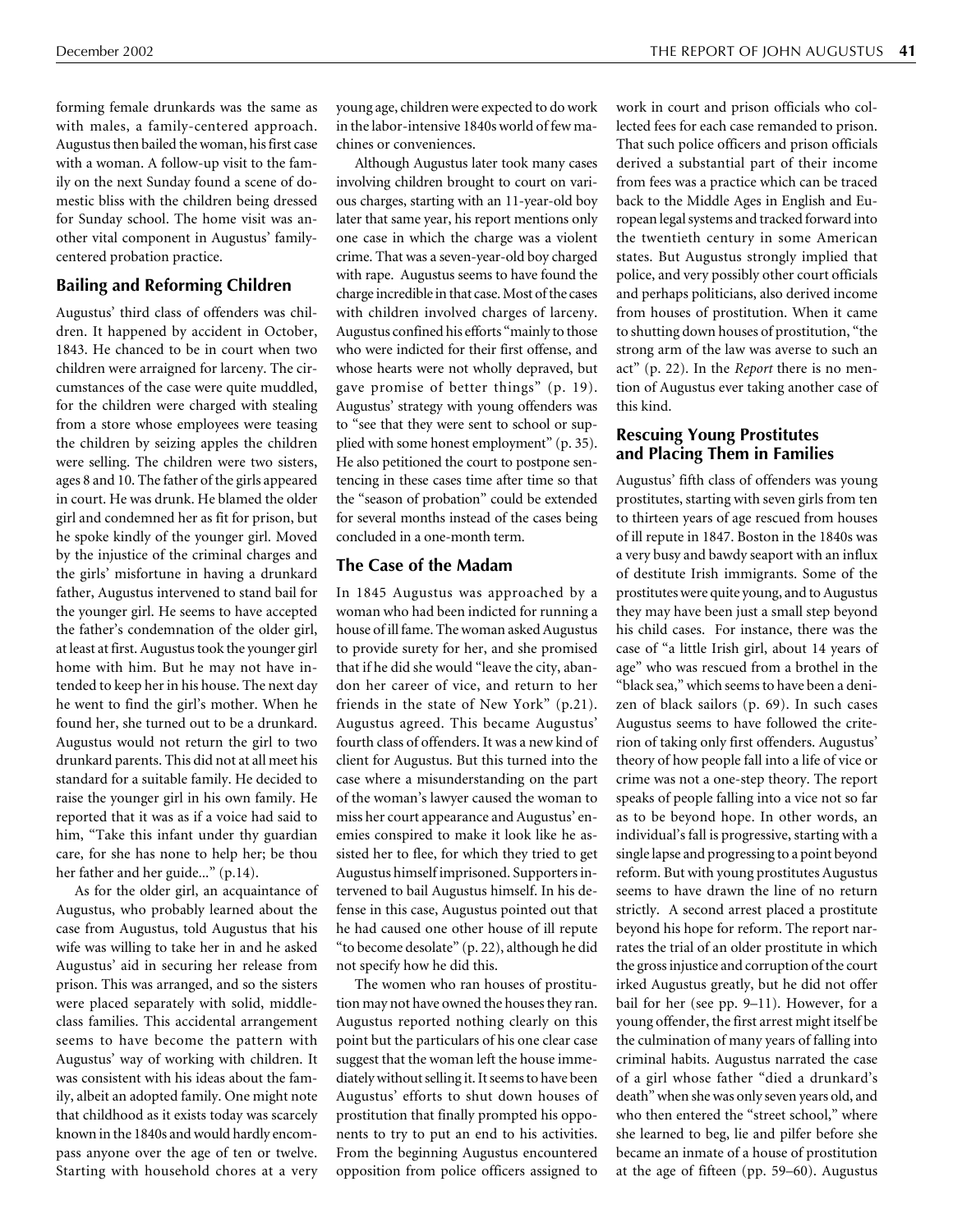forming female drunkards was the same as with males, a family-centered approach. Augustus then bailed the woman, his first case with a woman. A follow-up visit to the family on the next Sunday found a scene of domestic bliss with the children being dressed for Sunday school. The home visit was another vital component in Augustus' family-centered probation practice.

### Bailing and Reforming Children

Augustus' third class of offenders was children. It happened by accident in October, 1843. He chanced to be in court when two children were arraigned for larceny. The circumstances of the case were quite muddled, for the children were charged with stealing from a store whose employees were teasing the children by seizing apples the children were selling. The children were two sisters, ages 8 and 10. The father of the girls appeared in court. He was drunk. He blamed the older girl and condemned her as fit for prison, but he spoke kindly of the younger girl. Moved by the injustice of the criminal charges and the girls' misfortune in having a drunkard father, Augustus intervened to stand bail for the younger girl. He seems to have accepted the father's condemnation of the older girl, at least at first. Augustus took the younger girl home with him. But he may not have intended to keep her in his house. The next day he went to find the girl's mother. When he found her, she turned out to be a drunkard. Augustus would not return the girl to two drunkard parents. This did not at all meet his standard for a suitable family. He decided to raise the younger girl in his own family. He reported that it was as if a voice had said to him, "Take this infant under thy guardian care, for she has none to help her; be thou her father and her guide..." (p.14).

As for the older girl, an acquaintance of Augustus, who probably learned about the case from Augustus, told Augustus that his wife was willing to take her in and he asked Augustus' aid in securing her release from prison. This was arranged, and so the sisters were placed separately with solid, middle-class families. This accidental arrangement seems to have become the pattern with Augustus' way of working with children. It was consistent with his ideas about the family, albeit an adopted family. One might note that childhood as it exists today was scarcely known in the 1840s and would hardly encompass anyone over the age of ten or twelve. Starting with household chores at a very young age, children were expected to do work in the labor-intensive 1840s world of few machines or conveniences.

Although Augustus later took many cases involving children brought to court on various charges, starting with an 11-year-old boy later that same year, his report mentions only one case in which the charge was a violent crime. That was a seven-year-old boy charged with rape. Augustus seems to have found the charge incredible in that case. Most of the cases with children involved charges of larceny. Augustus confined his efforts "mainly to those who were indicted for their first offense, and whose hearts were not wholly depraved, but gave promise of better things" (p. 19). Augustus' strategy with young offenders was to "see that they were sent to school or supplied with some honest employment" (p. 35). He also petitioned the court to postpone sentencing in these cases time after time so that the "season of probation" could be extended for several months instead of the cases being concluded in a one-month term.

### The Case of the Madam

In 1845 Augustus was approached by a woman who had been indicted for running a house of ill fame. The woman asked Augustus to provide surety for her, and she promised that if he did she would "leave the city, abandon her career of vice, and return to her friends in the state of New York" (p.21). Augustus agreed. This became Augustus' fourth class of offenders. It was a new kind of client for Augustus. But this turned into the case where a misunderstanding on the part of the woman's lawyer caused the woman to miss her court appearance and Augustus' enemies conspired to make it look like he assisted her to flee, for which they tried to get Augustus himself imprisoned. Supporters intervened to bail Augustus himself. In his defense in this case, Augustus pointed out that he had caused one other house of ill repute "to become desolate" (p. 22), although he did not specify how he did this.

The women who ran houses of prostitution may not have owned the houses they ran. Augustus reported nothing clearly on this point but the particulars of his one clear case suggest that the woman left the house immediately without selling it. It seems to have been Augustus' efforts to shut down houses of prostitution that finally prompted his opponents to try to put an end to his activities. From the beginning Augustus encountered opposition from police officers assigned to work in court and prison officials who collected fees for each case remanded to prison. That such police officers and prison officials derived a substantial part of their income from fees was a practice which can be traced back to the Middle Ages in English and European legal systems and tracked forward into the twentieth century in some American states. But Augustus strongly implied that police, and very possibly other court officials and perhaps politicians, also derived income from houses of prostitution. When it came to shutting down houses of prostitution, "the strong arm of the law was averse to such an act" (p. 22). In the *Report* there is no mention of Augustus ever taking another case of this kind.

### Rescuing Young Prostitutes and Placing Them in Families

Augustus' fifth class of offenders was young prostitutes, starting with seven girls from ten to thirteen years of age rescued from houses of ill repute in 1847. Boston in the 1840s was a very busy and bawdy seaport with an influx of destitute Irish immigrants. Some of the prostitutes were quite young, and to Augustus they may have been just a small step beyond his child cases. For instance, there was the case of "a little Irish girl, about 14 years of age" who was rescued from a brothel in the "black sea," which seems to have been a denizen of black sailors (p. 69). In such cases Augustus seems to have followed the criterion of taking only first offenders. Augustus' theory of how people fall into a life of vice or crime was not a one-step theory. The report speaks of people falling into a vice not so far as to be beyond hope. In other words, an individual's fall is progressive, starting with a single lapse and progressing to a point beyond reform. But with young prostitutes Augustus seems to have drawn the line of no return strictly. A second arrest placed a prostitute beyond his hope for reform. The report narrates the trial of an older prostitute in which the gross injustice and corruption of the court irked Augustus greatly, but he did not offer bail for her (see pp. 9–11). However, for a young offender, the first arrest might itself be the culmination of many years of falling into criminal habits. Augustus narrated the case of a girl whose father "died a drunkard's death" when she was only seven years old, and who then entered the "street school," where she learned to beg, lie and pilfer before she became an inmate of a house of prostitution at the age of fifteen (pp. 59–60). Augustus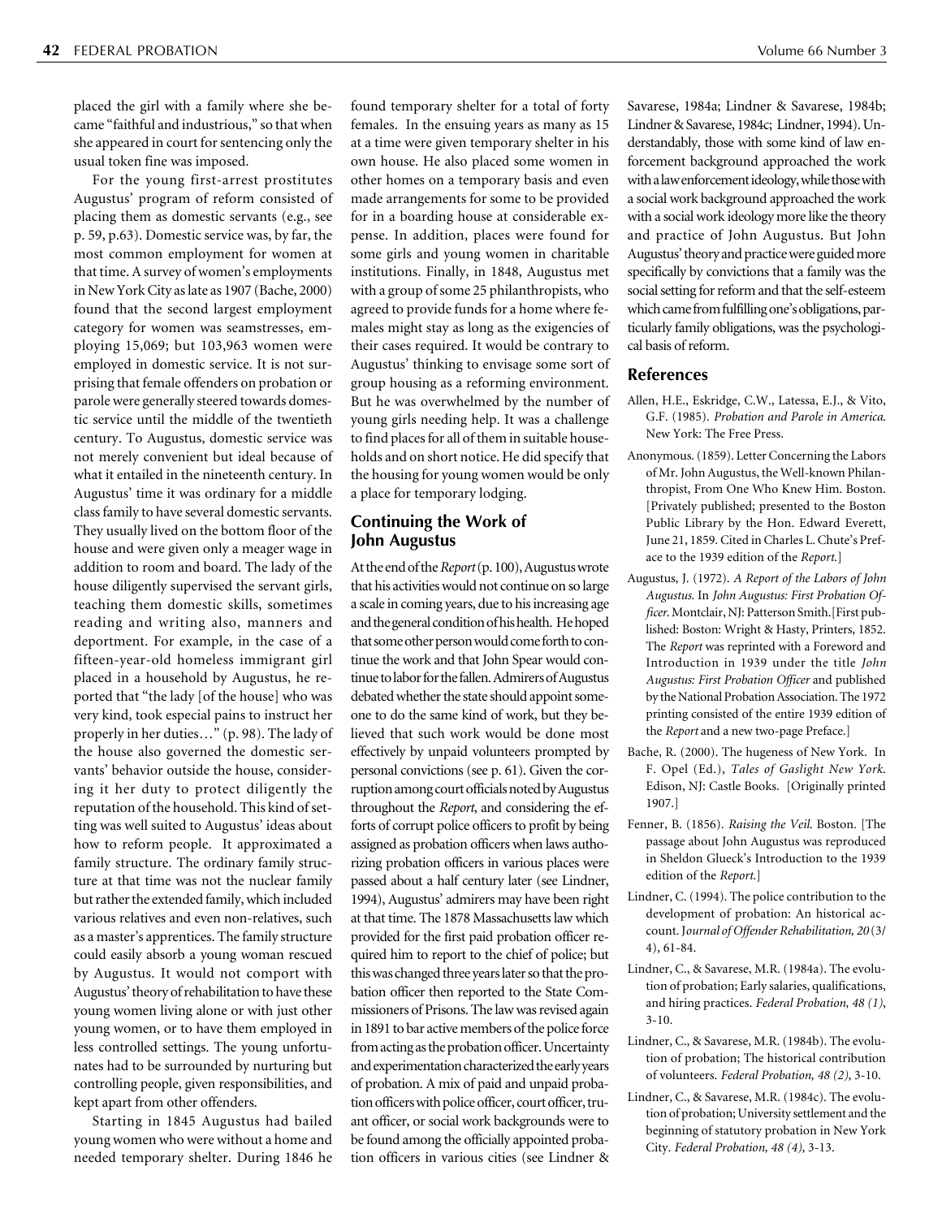placed the girl with a family where she became "faithful and industrious," so that when she appeared in court for sentencing only the usual token fine was imposed.

For the young first-arrest prostitutes Augustus' program of reform consisted of placing them as domestic servants (e.g., see p. 59, p.63). Domestic service was, by far, the most common employment for women at that time. A survey of women's employments in New York City as late as 1907 (Bache, 2000) found that the second largest employment category for women was seamstresses, employing 15,069; but 103,963 women were employed in domestic service. It is not surprising that female offenders on probation or parole were generally steered towards domestic service until the middle of the twentieth century. To Augustus, domestic service was not merely convenient but ideal because of what it entailed in the nineteenth century. In Augustus' time it was ordinary for a middle class family to have several domestic servants. They usually lived on the bottom floor of the house and were given only a meager wage in addition to room and board. The lady of the house diligently supervised the servant girls, teaching them domestic skills, sometimes reading and writing also, manners and deportment. For example, in the case of a fifteen-year-old homeless immigrant girl placed in a household by Augustus, he reported that "the lady [of the house] who was very kind, took especial pains to instruct her properly in her duties…" (p. 98). The lady of the house also governed the domestic servants' behavior outside the house, considering it her duty to protect diligently the reputation of the household. This kind of setting was well suited to Augustus' ideas about how to reform people. It approximated a family structure. The ordinary family structure at that time was not the nuclear family but rather the extended family, which included various relatives and even non-relatives, such as a master's apprentices. The family structure could easily absorb a young woman rescued by Augustus. It would not comport with Augustus' theory of rehabilitation to have these young women living alone or with just other young women, or to have them employed in less controlled settings. The young unfortunates had to be surrounded by nurturing but controlling people, given responsibilities, and kept apart from other offenders.

Starting in 1845 Augustus had bailed young women who were without a home and needed temporary shelter. During 1846 he found temporary shelter for a total of forty females. In the ensuing years as many as 15 at a time were given temporary shelter in his own house. He also placed some women in other homes on a temporary basis and even made arrangements for some to be provided for in a boarding house at considerable expense. In addition, places were found for some girls and young women in charitable institutions. Finally, in 1848, Augustus met with a group of some 25 philanthropists, who agreed to provide funds for a home where females might stay as long as the exigencies of their cases required. It would be contrary to Augustus' thinking to envisage some sort of group housing as a reforming environment. But he was overwhelmed by the number of young girls needing help. It was a challenge to find places for all of them in suitable households and on short notice. He did specify that the housing for young women would be only a place for temporary lodging.

## Continuing the Work of John Augustus

At the end of the *Report* (p. 100), Augustus wrote that his activities would not continue on so large a scale in coming years, due to his increasing age and the general condition of his health. He hoped that some other person would come forth to continue the work and that John Spear would continue to labor for the fallen. Admirers of Augustus debated whether the state should appoint someone to do the same kind of work, but they believed that such work would be done most effectively by unpaid volunteers prompted by personal convictions (see p. 61). Given the corruption among court officials noted by Augustus throughout the *Report*, and considering the efforts of corrupt police officers to profit by being assigned as probation officers when laws authorizing probation officers in various places were passed about a half century later (see Lindner, 1994), Augustus' admirers may have been right at that time. The 1878 Massachusetts law which provided for the first paid probation officer required him to report to the chief of police; but this was changed three years later so that the probation officer then reported to the State Commissioners of Prisons. The law was revised again in 1891 to bar active members of the police force from acting as the probation officer. Uncertainty and experimentation characterized the early years of probation. A mix of paid and unpaid probation officers with police officer, court officer, truant officer, or social work backgrounds were to be found among the officially appointed probation officers in various cities (see Lindner & Savarese, 1984a; Lindner & Savarese, 1984b; Lindner & Savarese, 1984c; Lindner, 1994). Understandably, those with some kind of law enforcement background approached the work with a law enforcement ideology, while those with a social work background approached the work with a social work ideology more like the theory and practice of John Augustus. But John Augustus' theory and practice were guided more specifically by convictions that a family was the social setting for reform and that the self-esteem which came from fulfilling one's obligations, particularly family obligations, was the psychological basis of reform.

## References

Allen, H.E., Eskridge, C.W., Latessa, E.J., & Vito, G.F. (1985). *Probation and Parole in America.* New York: The Free Press.

Anonymous. (1859). Letter Concerning the Labors of Mr. John Augustus, the Well-known Philanthropist, From One Who Knew Him. Boston. [Privately published; presented to the Boston Public Library by the Hon. Edward Everett, June 21, 1859. Cited in Charles L. Chute's Preface to the 1939 edition of the *Report.*]

Augustus, J. (1972). *A Report of the Labors of John Augustus.* In *John Augustus: First Probation Officer.* Montclair, NJ: Patterson Smith. [First published: Boston: Wright & Hasty, Printers, 1852. The *Report* was reprinted with a Foreword and Introduction in 1939 under the title *John Augustus: First Probation Officer* and published by the National Probation Association. The 1972 printing consisted of the entire 1939 edition of the *Report* and a new two-page Preface.]

Bache, R. (2000). The hugeness of New York. In F. Opel (Ed.), *Tales of Gaslight New York.* Edison, NJ: Castle Books. [Originally printed 1907.]

Fenner, B. (1856). *Raising the Veil.* Boston. [The passage about John Augustus was reproduced in Sheldon Glueck's Introduction to the 1939 edition of the *Report.*]

Lindner, C. (1994). The police contribution to the development of probation: An historical account. *Journal of Offender Rehabilitation, 20* (3/4), 61-84.

Lindner, C., & Savarese, M.R. (1984a). The evolution of probation; Early salaries, qualifications, and hiring practices. *Federal Probation, 48 (1),* 3-10.

Lindner, C., & Savarese, M.R. (1984b). The evolution of probation; The historical contribution of volunteers. *Federal Probation, 48 (2),* 3-10.

Lindner, C., & Savarese, M.R. (1984c). The evolution of probation; University settlement and the beginning of statutory probation in New York City. *Federal Probation, 48 (4),* 3-13.